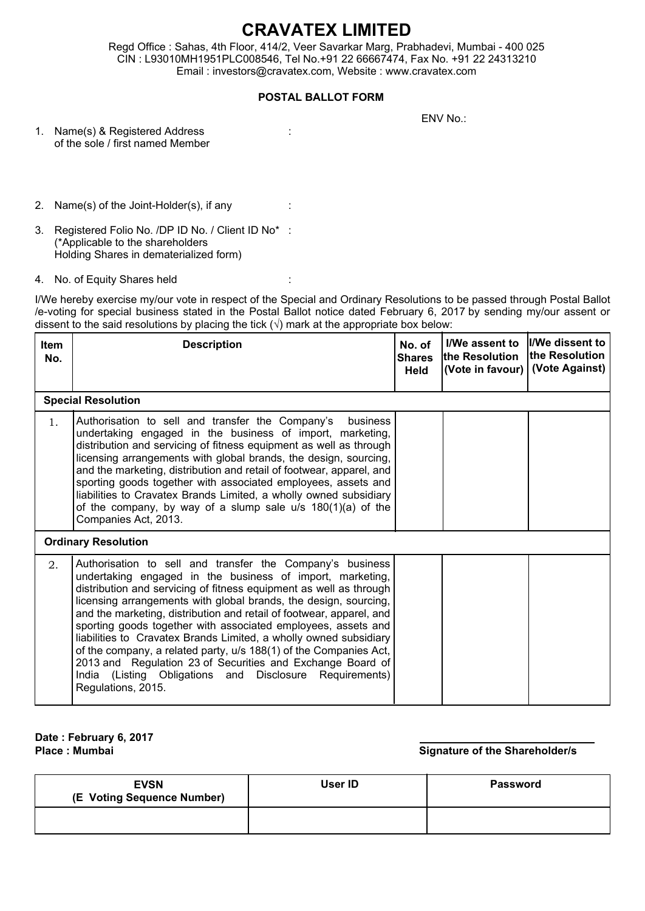# CRAVATEX LIMITED

Regd Office : Sahas, 4th Floor, 414/2, Veer Savarkar Marg, Prabhadevi, Mumbai - 400 025
CIN : L93010MH1951PLC008546, Tel No.+91 22 66667474, Fax No. +91 22 24313210
Email : investors@cravatex.com, Website : www.cravatex.com

## POSTAL BALLOT FORM

ENV No.:

1. Name(s) & Registered Address of the sole / first named Member :

2. Name(s) of the Joint-Holder(s), if any :

3. Registered Folio No. /DP ID No. / Client ID No* :
   (*Applicable to the shareholders Holding Shares in dematerialized form)

4. No. of Equity Shares held :

I/We hereby exercise my/our vote in respect of the Special and Ordinary Resolutions to be passed through Postal Ballot /e-voting for special business stated in the Postal Ballot notice dated February 6, 2017 by sending my/our assent or dissent to the said resolutions by placing the tick (√) mark at the appropriate box below:

| Item No. | Description | No. of Shares Held | I/We assent to the Resolution (Vote in favour) | I/We dissent to the Resolution (Vote Against) |
|---|---|---|---|---|
| **Special Resolution** | | | | |
| 1. | Authorisation to sell and transfer the Company's business undertaking engaged in the business of import, marketing, distribution and servicing of fitness equipment as well as through licensing arrangements with global brands, the design, sourcing, and the marketing, distribution and retail of footwear, apparel, and sporting goods together with associated employees, assets and liabilities to Cravatex Brands Limited, a wholly owned subsidiary of the company, by way of a slump sale u/s 180(1)(a) of the Companies Act, 2013. | | | |
| **Ordinary Resolution** | | | | |
| 2. | Authorisation to sell and transfer the Company's business undertaking engaged in the business of import, marketing, distribution and servicing of fitness equipment as well as through licensing arrangements with global brands, the design, sourcing, and the marketing, distribution and retail of footwear, apparel, and sporting goods together with associated employees, assets and liabilities to Cravatex Brands Limited, a wholly owned subsidiary of the company, a related party, u/s 188(1) of the Companies Act, 2013 and Regulation 23 of Securities and Exchange Board of India (Listing Obligations and Disclosure Requirements) Regulations, 2015. | | | |

**Date : February 6, 2017**
**Place : Mumbai**

**Signature of the Shareholder/s**

| EVSN (E Voting Sequence Number) | User ID | Password |
|---|---|---|
| | | |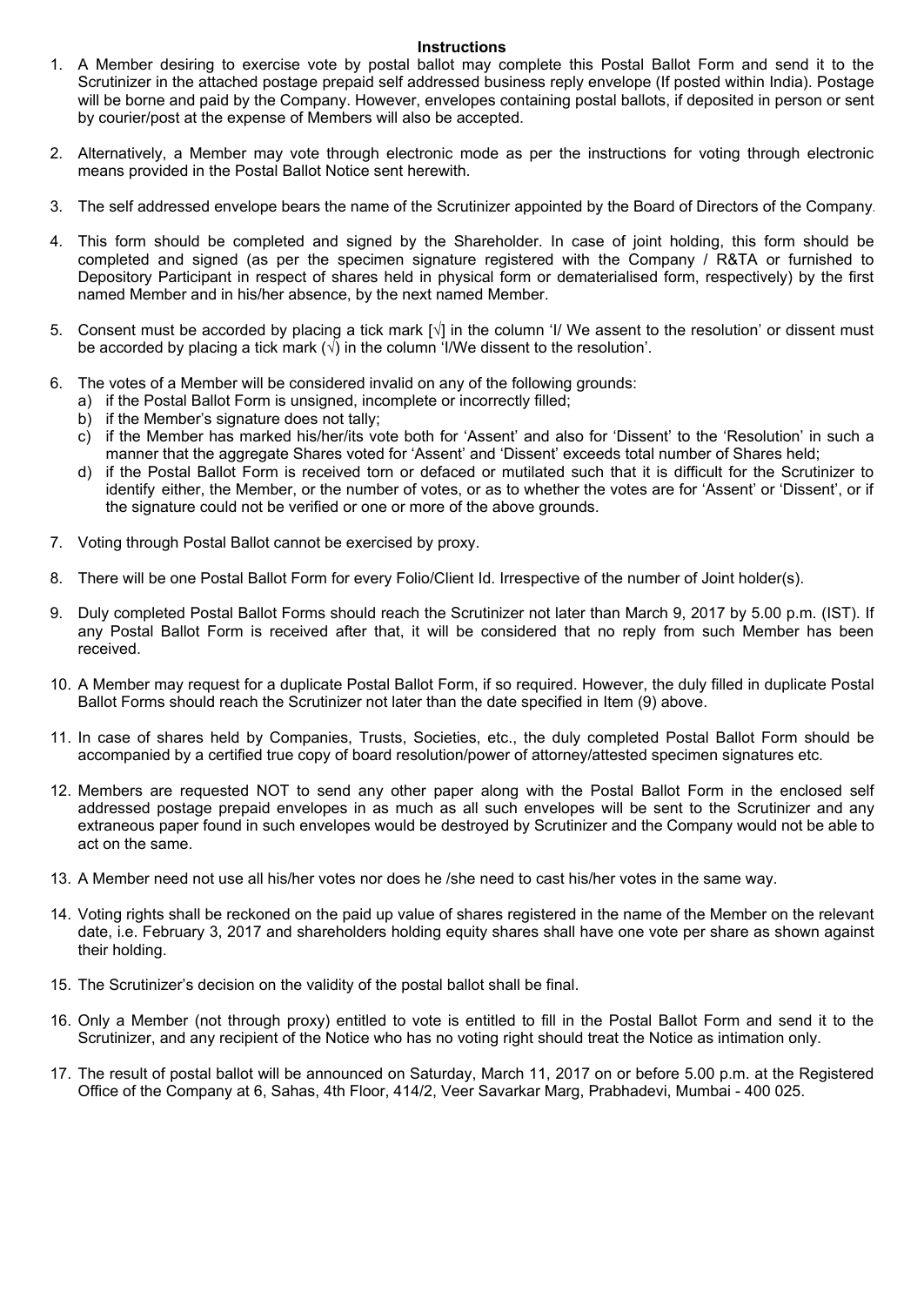## Instructions

1. A Member desiring to exercise vote by postal ballot may complete this Postal Ballot Form and send it to the Scrutinizer in the attached postage prepaid self addressed business reply envelope (If posted within India). Postage will be borne and paid by the Company. However, envelopes containing postal ballots, if deposited in person or sent by courier/post at the expense of Members will also be accepted.

2. Alternatively, a Member may vote through electronic mode as per the instructions for voting through electronic means provided in the Postal Ballot Notice sent herewith.

3. The self addressed envelope bears the name of the Scrutinizer appointed by the Board of Directors of the Company.

4. This form should be completed and signed by the Shareholder. In case of joint holding, this form should be completed and signed (as per the specimen signature registered with the Company / R&TA or furnished to Depository Participant in respect of shares held in physical form or dematerialised form, respectively) by the first named Member and in his/her absence, by the next named Member.

5. Consent must be accorded by placing a tick mark [√] in the column 'I/ We assent to the resolution' or dissent must be accorded by placing a tick mark (√) in the column 'I/We dissent to the resolution'.

6. The votes of a Member will be considered invalid on any of the following grounds:
   a) if the Postal Ballot Form is unsigned, incomplete or incorrectly filled;
   b) if the Member's signature does not tally;
   c) if the Member has marked his/her/its vote both for 'Assent' and also for 'Dissent' to the 'Resolution' in such a manner that the aggregate Shares voted for 'Assent' and 'Dissent' exceeds total number of Shares held;
   d) if the Postal Ballot Form is received torn or defaced or mutilated such that it is difficult for the Scrutinizer to identify either, the Member, or the number of votes, or as to whether the votes are for 'Assent' or 'Dissent', or if the signature could not be verified or one or more of the above grounds.

7. Voting through Postal Ballot cannot be exercised by proxy.

8. There will be one Postal Ballot Form for every Folio/Client Id. Irrespective of the number of Joint holder(s).

9. Duly completed Postal Ballot Forms should reach the Scrutinizer not later than March 9, 2017 by 5.00 p.m. (IST). If any Postal Ballot Form is received after that, it will be considered that no reply from such Member has been received.

10. A Member may request for a duplicate Postal Ballot Form, if so required. However, the duly filled in duplicate Postal Ballot Forms should reach the Scrutinizer not later than the date specified in Item (9) above.

11. In case of shares held by Companies, Trusts, Societies, etc., the duly completed Postal Ballot Form should be accompanied by a certified true copy of board resolution/power of attorney/attested specimen signatures etc.

12. Members are requested NOT to send any other paper along with the Postal Ballot Form in the enclosed self addressed postage prepaid envelopes in as much as all such envelopes will be sent to the Scrutinizer and any extraneous paper found in such envelopes would be destroyed by Scrutinizer and the Company would not be able to act on the same.

13. A Member need not use all his/her votes nor does he /she need to cast his/her votes in the same way.

14. Voting rights shall be reckoned on the paid up value of shares registered in the name of the Member on the relevant date, i.e. February 3, 2017 and shareholders holding equity shares shall have one vote per share as shown against their holding.

15. The Scrutinizer's decision on the validity of the postal ballot shall be final.

16. Only a Member (not through proxy) entitled to vote is entitled to fill in the Postal Ballot Form and send it to the Scrutinizer, and any recipient of the Notice who has no voting right should treat the Notice as intimation only.

17. The result of postal ballot will be announced on Saturday, March 11, 2017 on or before 5.00 p.m. at the Registered Office of the Company at 6, Sahas, 4th Floor, 414/2, Veer Savarkar Marg, Prabhadevi, Mumbai - 400 025.